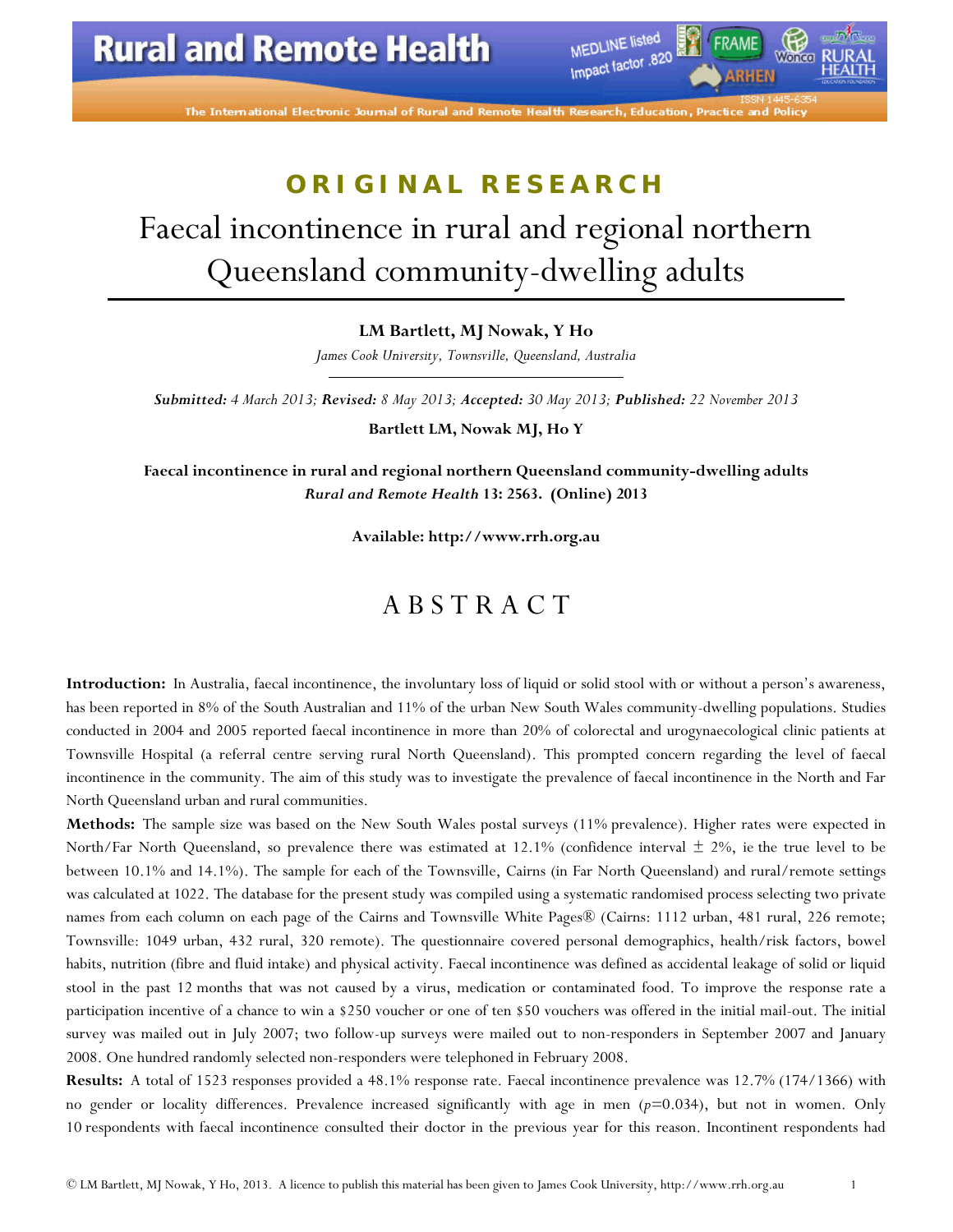**ORIGINAL RESEARCH**

# Faecal incontinence in rural and regional northern Queensland community-dwelling adults

**LM Bartlett, MJ Nowak, Y Ho**

*James Cook University, Townsville, Queensland, Australia*

***Submitted:** 4 March 2013; **Revised:** 8 May 2013; **Accepted:** 30 May 2013; **Published:** 22 November 2013*

**Bartlett LM, Nowak MJ, Ho Y**

**Faecal incontinence in rural and regional northern Queensland community-dwelling adults**
***Rural and Remote Health* 13: 2563. (Online) 2013**

**Available: http://www.rrh.org.au**

## ABSTRACT

**Introduction:** In Australia, faecal incontinence, the involuntary loss of liquid or solid stool with or without a person's awareness, has been reported in 8% of the South Australian and 11% of the urban New South Wales community-dwelling populations. Studies conducted in 2004 and 2005 reported faecal incontinence in more than 20% of colorectal and urogynaecological clinic patients at Townsville Hospital (a referral centre serving rural North Queensland). This prompted concern regarding the level of faecal incontinence in the community. The aim of this study was to investigate the prevalence of faecal incontinence in the North and Far North Queensland urban and rural communities.

**Methods:** The sample size was based on the New South Wales postal surveys (11% prevalence). Higher rates were expected in North/Far North Queensland, so prevalence there was estimated at 12.1% (confidence interval ± 2%, ie the true level to be between 10.1% and 14.1%). The sample for each of the Townsville, Cairns (in Far North Queensland) and rural/remote settings was calculated at 1022. The database for the present study was compiled using a systematic randomised process selecting two private names from each column on each page of the Cairns and Townsville White Pages® (Cairns: 1112 urban, 481 rural, 226 remote; Townsville: 1049 urban, 432 rural, 320 remote). The questionnaire covered personal demographics, health/risk factors, bowel habits, nutrition (fibre and fluid intake) and physical activity. Faecal incontinence was defined as accidental leakage of solid or liquid stool in the past 12 months that was not caused by a virus, medication or contaminated food. To improve the response rate a participation incentive of a chance to win a $250 voucher or one of ten $50 vouchers was offered in the initial mail-out. The initial survey was mailed out in July 2007; two follow-up surveys were mailed out to non-responders in September 2007 and January 2008. One hundred randomly selected non-responders were telephoned in February 2008.

**Results:** A total of 1523 responses provided a 48.1% response rate. Faecal incontinence prevalence was 12.7% (174/1366) with no gender or locality differences. Prevalence increased significantly with age in men ($p$=0.034), but not in women. Only 10 respondents with faecal incontinence consulted their doctor in the previous year for this reason. Incontinent respondents had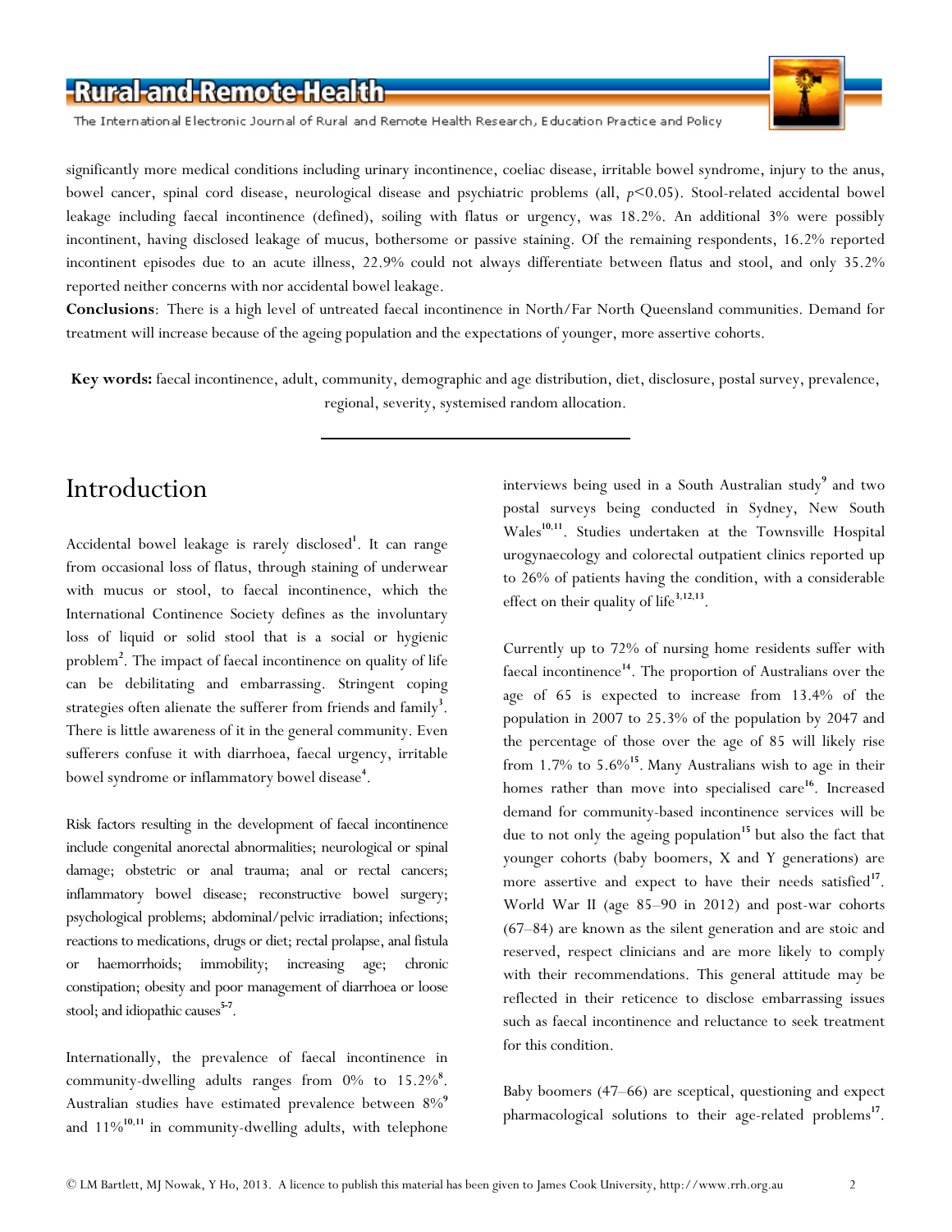significantly more medical conditions including urinary incontinence, coeliac disease, irritable bowel syndrome, injury to the anus, bowel cancer, spinal cord disease, neurological disease and psychiatric problems (all, $p<0.05$). Stool-related accidental bowel leakage including faecal incontinence (defined), soiling with flatus or urgency, was 18.2%. An additional 3% were possibly incontinent, having disclosed leakage of mucus, bothersome or passive staining. Of the remaining respondents, 16.2% reported incontinent episodes due to an acute illness, 22.9% could not always differentiate between flatus and stool, and only 35.2% reported neither concerns with nor accidental bowel leakage.

**Conclusions**: There is a high level of untreated faecal incontinence in North/Far North Queensland communities. Demand for treatment will increase because of the ageing population and the expectations of younger, more assertive cohorts.

**Key words:** faecal incontinence, adult, community, demographic and age distribution, diet, disclosure, postal survey, prevalence, regional, severity, systemised random allocation.

# Introduction

Accidental bowel leakage is rarely disclosed[1]. It can range from occasional loss of flatus, through staining of underwear with mucus or stool, to faecal incontinence, which the International Continence Society defines as the involuntary loss of liquid or solid stool that is a social or hygienic problem[2]. The impact of faecal incontinence on quality of life can be debilitating and embarrassing. Stringent coping strategies often alienate the sufferer from friends and family[3]. There is little awareness of it in the general community. Even sufferers confuse it with diarrhoea, faecal urgency, irritable bowel syndrome or inflammatory bowel disease[4].

Risk factors resulting in the development of faecal incontinence include congenital anorectal abnormalities; neurological or spinal damage; obstetric or anal trauma; anal or rectal cancers; inflammatory bowel disease; reconstructive bowel surgery; psychological problems; abdominal/pelvic irradiation; infections; reactions to medications, drugs or diet; rectal prolapse, anal fistula or haemorrhoids; immobility; increasing age; chronic constipation; obesity and poor management of diarrhoea or loose stool; and idiopathic causes[5-7].

Internationally, the prevalence of faecal incontinence in community-dwelling adults ranges from 0% to 15.2%[8]. Australian studies have estimated prevalence between 8%[9] and 11%[10,11] in community-dwelling adults, with telephone interviews being used in a South Australian study[9] and two postal surveys being conducted in Sydney, New South Wales[10,11]. Studies undertaken at the Townsville Hospital urogynaecology and colorectal outpatient clinics reported up to 26% of patients having the condition, with a considerable effect on their quality of life[3,12,13].

Currently up to 72% of nursing home residents suffer with faecal incontinence[14]. The proportion of Australians over the age of 65 is expected to increase from 13.4% of the population in 2007 to 25.3% of the population by 2047 and the percentage of those over the age of 85 will likely rise from 1.7% to 5.6%[15]. Many Australians wish to age in their homes rather than move into specialised care[16]. Increased demand for community-based incontinence services will be due to not only the ageing population[15] but also the fact that younger cohorts (baby boomers, X and Y generations) are more assertive and expect to have their needs satisfied[17]. World War II (age 85–90 in 2012) and post-war cohorts (67–84) are known as the silent generation and are stoic and reserved, respect clinicians and are more likely to comply with their recommendations. This general attitude may be reflected in their reticence to disclose embarrassing issues such as faecal incontinence and reluctance to seek treatment for this condition.

Baby boomers (47–66) are sceptical, questioning and expect pharmacological solutions to their age-related problems[17].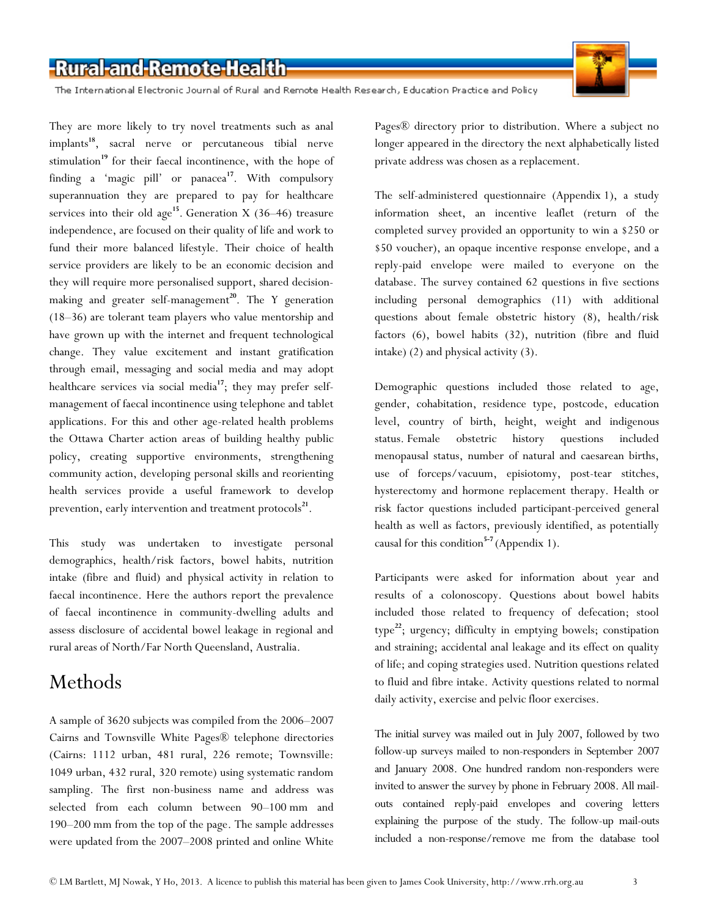They are more likely to try novel treatments such as anal implants[18], sacral nerve or percutaneous tibial nerve stimulation[19] for their faecal incontinence, with the hope of finding a 'magic pill' or panacea[17]. With compulsory superannuation they are prepared to pay for healthcare services into their old age[15]. Generation X (36–46) treasure independence, are focused on their quality of life and work to fund their more balanced lifestyle. Their choice of health service providers are likely to be an economic decision and they will require more personalised support, shared decision-making and greater self-management[20]. The Y generation (18–36) are tolerant team players who value mentorship and have grown up with the internet and frequent technological change. They value excitement and instant gratification through email, messaging and social media and may adopt healthcare services via social media[17]; they may prefer self-management of faecal incontinence using telephone and tablet applications. For this and other age-related health problems the Ottawa Charter action areas of building healthy public policy, creating supportive environments, strengthening community action, developing personal skills and reorienting health services provide a useful framework to develop prevention, early intervention and treatment protocols[21].

This study was undertaken to investigate personal demographics, health/risk factors, bowel habits, nutrition intake (fibre and fluid) and physical activity in relation to faecal incontinence. Here the authors report the prevalence of faecal incontinence in community-dwelling adults and assess disclosure of accidental bowel leakage in regional and rural areas of North/Far North Queensland, Australia.

# Methods

A sample of 3620 subjects was compiled from the 2006–2007 Cairns and Townsville White Pages® telephone directories (Cairns: 1112 urban, 481 rural, 226 remote; Townsville: 1049 urban, 432 rural, 320 remote) using systematic random sampling. The first non-business name and address was selected from each column between 90–100 mm and 190–200 mm from the top of the page. The sample addresses were updated from the 2007–2008 printed and online White Pages® directory prior to distribution. Where a subject no longer appeared in the directory the next alphabetically listed private address was chosen as a replacement.

The self-administered questionnaire (Appendix 1), a study information sheet, an incentive leaflet (return of the completed survey provided an opportunity to win a \$250 or \$50 voucher), an opaque incentive response envelope, and a reply-paid envelope were mailed to everyone on the database. The survey contained 62 questions in five sections including personal demographics (11) with additional questions about female obstetric history (8), health/risk factors (6), bowel habits (32), nutrition (fibre and fluid intake) (2) and physical activity (3).

Demographic questions included those related to age, gender, cohabitation, residence type, postcode, education level, country of birth, height, weight and indigenous status. Female obstetric history questions included menopausal status, number of natural and caesarean births, use of forceps/vacuum, episiotomy, post-tear stitches, hysterectomy and hormone replacement therapy. Health or risk factor questions included participant-perceived general health as well as factors, previously identified, as potentially causal for this condition[5-7] (Appendix 1).

Participants were asked for information about year and results of a colonoscopy. Questions about bowel habits included those related to frequency of defecation; stool type[22]; urgency; difficulty in emptying bowels; constipation and straining; accidental anal leakage and its effect on quality of life; and coping strategies used. Nutrition questions related to fluid and fibre intake. Activity questions related to normal daily activity, exercise and pelvic floor exercises.

The initial survey was mailed out in July 2007, followed by two follow-up surveys mailed to non-responders in September 2007 and January 2008. One hundred random non-responders were invited to answer the survey by phone in February 2008. All mail-outs contained reply-paid envelopes and covering letters explaining the purpose of the study. The follow-up mail-outs included a non-response/remove me from the database tool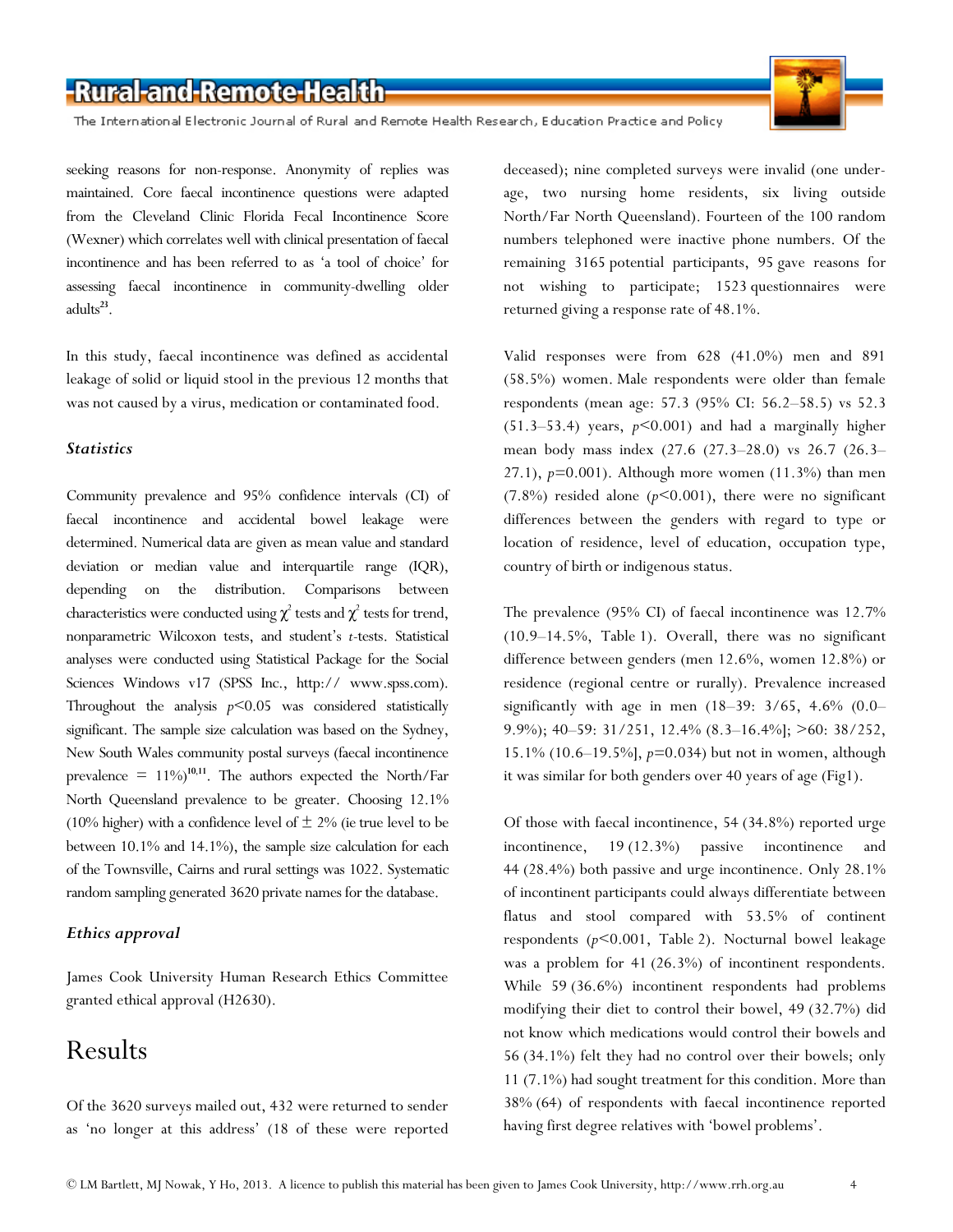seeking reasons for non-response. Anonymity of replies was maintained. Core faecal incontinence questions were adapted from the Cleveland Clinic Florida Fecal Incontinence Score (Wexner) which correlates well with clinical presentation of faecal incontinence and has been referred to as 'a tool of choice' for assessing faecal incontinence in community-dwelling older adults[23].

In this study, faecal incontinence was defined as accidental leakage of solid or liquid stool in the previous 12 months that was not caused by a virus, medication or contaminated food.

### *Statistics*

Community prevalence and 95% confidence intervals (CI) of faecal incontinence and accidental bowel leakage were determined. Numerical data are given as mean value and standard deviation or median value and interquartile range (IQR), depending on the distribution. Comparisons between characteristics were conducted using $\chi^2$ tests and $\chi^2$ tests for trend, nonparametric Wilcoxon tests, and student's *t*-tests. Statistical analyses were conducted using Statistical Package for the Social Sciences Windows v17 (SPSS Inc., http:// www.spss.com). Throughout the analysis $p<0.05$ was considered statistically significant. The sample size calculation was based on the Sydney, New South Wales community postal surveys (faecal incontinence prevalence = 11%)[10,11]. The authors expected the North/Far North Queensland prevalence to be greater. Choosing 12.1% (10% higher) with a confidence level of ± 2% (ie true level to be between 10.1% and 14.1%), the sample size calculation for each of the Townsville, Cairns and rural settings was 1022. Systematic random sampling generated 3620 private names for the database.

### *Ethics approval*

James Cook University Human Research Ethics Committee granted ethical approval (H2630).

## Results

Of the 3620 surveys mailed out, 432 were returned to sender as 'no longer at this address' (18 of these were reported deceased); nine completed surveys were invalid (one under-age, two nursing home residents, six living outside North/Far North Queensland). Fourteen of the 100 random numbers telephoned were inactive phone numbers. Of the remaining 3165 potential participants, 95 gave reasons for not wishing to participate; 1523 questionnaires were returned giving a response rate of 48.1%.

Valid responses were from 628 (41.0%) men and 891 (58.5%) women. Male respondents were older than female respondents (mean age: 57.3 (95% CI: 56.2–58.5) vs 52.3 (51.3–53.4) years, $p<0.001$) and had a marginally higher mean body mass index (27.6 (27.3–28.0) vs 26.7 (26.3–27.1), $p=0.001$). Although more women (11.3%) than men (7.8%) resided alone ($p<0.001$), there were no significant differences between the genders with regard to type or location of residence, level of education, occupation type, country of birth or indigenous status.

The prevalence (95% CI) of faecal incontinence was 12.7% (10.9–14.5%, Table 1). Overall, there was no significant difference between genders (men 12.6%, women 12.8%) or residence (regional centre or rurally). Prevalence increased significantly with age in men (18–39: 3/65, 4.6% (0.0–9.9%); 40–59: 31/251, 12.4% (8.3–16.4%]; >60: 38/252, 15.1% (10.6–19.5%], $p=0.034$) but not in women, although it was similar for both genders over 40 years of age (Fig1).

Of those with faecal incontinence, 54 (34.8%) reported urge incontinence, 19 (12.3%) passive incontinence and 44 (28.4%) both passive and urge incontinence. Only 28.1% of incontinent participants could always differentiate between flatus and stool compared with 53.5% of continent respondents ($p<0.001$, Table 2). Nocturnal bowel leakage was a problem for 41 (26.3%) of incontinent respondents. While 59 (36.6%) incontinent respondents had problems modifying their diet to control their bowel, 49 (32.7%) did not know which medications would control their bowels and 56 (34.1%) felt they had no control over their bowels; only 11 (7.1%) had sought treatment for this condition. More than 38% (64) of respondents with faecal incontinence reported having first degree relatives with 'bowel problems'.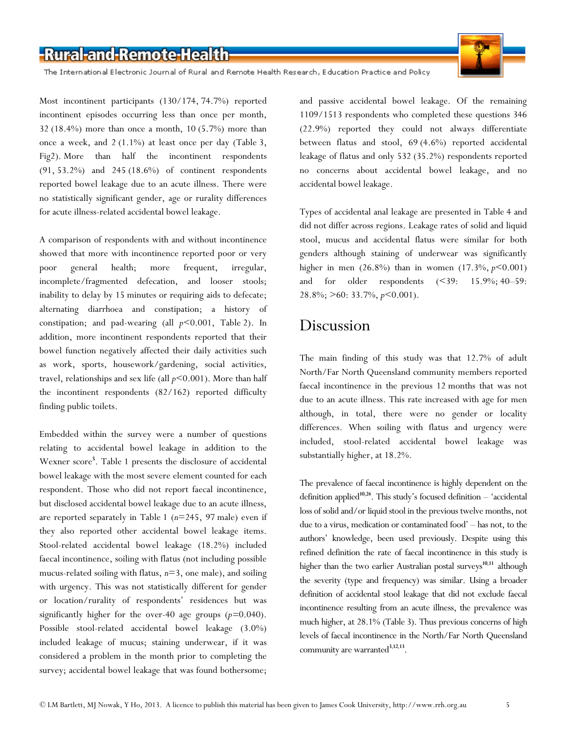Most incontinent participants (130/174, 74.7%) reported incontinent episodes occurring less than once per month, 32 (18.4%) more than once a month, 10 (5.7%) more than once a week, and 2 (1.1%) at least once per day (Table 3, Fig2). More than half the incontinent respondents (91, 53.2%) and 245 (18.6%) of continent respondents reported bowel leakage due to an acute illness. There were no statistically significant gender, age or rurality differences for acute illness-related accidental bowel leakage.

A comparison of respondents with and without incontinence showed that more with incontinence reported poor or very poor general health; more frequent, irregular, incomplete/fragmented defecation, and looser stools; inability to delay by 15 minutes or requiring aids to defecate; alternating diarrhoea and constipation; a history of constipation; and pad-wearing (all $p<0.001$, Table 2). In addition, more incontinent respondents reported that their bowel function negatively affected their daily activities such as work, sports, housework/gardening, social activities, travel, relationships and sex life (all $p<0.001$). More than half the incontinent respondents (82/162) reported difficulty finding public toilets.

Embedded within the survey were a number of questions relating to accidental bowel leakage in addition to the Wexner score[5]. Table 1 presents the disclosure of accidental bowel leakage with the most severe element counted for each respondent. Those who did not report faecal incontinence, but disclosed accidental bowel leakage due to an acute illness, are reported separately in Table 1 ($n$=245, 97 male) even if they also reported other accidental bowel leakage items. Stool-related accidental bowel leakage (18.2%) included faecal incontinence, soiling with flatus (not including possible mucus-related soiling with flatus, $n$=3, one male), and soiling with urgency. This was not statistically different for gender or location/rurality of respondents' residences but was significantly higher for the over-40 age groups ($p$=0.040). Possible stool-related accidental bowel leakage (3.0%) included leakage of mucus; staining underwear, if it was considered a problem in the month prior to completing the survey; accidental bowel leakage that was found bothersome; and passive accidental bowel leakage. Of the remaining 1109/1513 respondents who completed these questions 346 (22.9%) reported they could not always differentiate between flatus and stool, 69 (4.6%) reported accidental leakage of flatus and only 532 (35.2%) respondents reported no concerns about accidental bowel leakage, and no accidental bowel leakage.

Types of accidental anal leakage are presented in Table 4 and did not differ across regions. Leakage rates of solid and liquid stool, mucus and accidental flatus were similar for both genders although staining of underwear was significantly higher in men (26.8%) than in women (17.3%, $p<0.001$) and for older respondents (<39: 15.9%; 40–59: 28.8%; >60: 33.7%, $p<0.001$).

# Discussion

The main finding of this study was that 12.7% of adult North/Far North Queensland community members reported faecal incontinence in the previous 12 months that was not due to an acute illness. This rate increased with age for men although, in total, there were no gender or locality differences. When soiling with flatus and urgency were included, stool-related accidental bowel leakage was substantially higher, at 18.2%.

The prevalence of faecal incontinence is highly dependent on the definition applied[10,24]. This study's focused definition – 'accidental loss of solid and/or liquid stool in the previous twelve months, not due to a virus, medication or contaminated food' – has not, to the authors' knowledge, been used previously. Despite using this refined definition the rate of faecal incontinence in this study is higher than the two earlier Australian postal surveys[10,11] although the severity (type and frequency) was similar. Using a broader definition of accidental stool leakage that did not exclude faecal incontinence resulting from an acute illness, the prevalence was much higher, at 28.1% (Table 3). Thus previous concerns of high levels of faecal incontinence in the North/Far North Queensland community are warranted[3,12,13].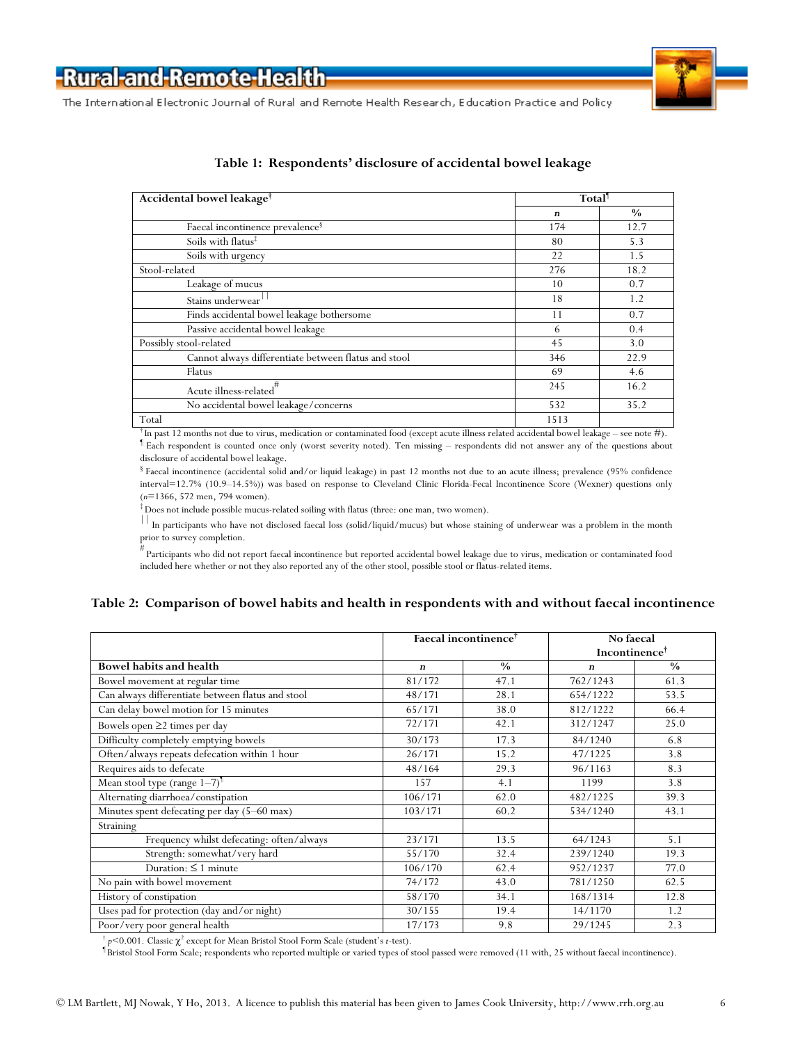**Table 1: Respondents' disclosure of accidental bowel leakage**

| Accidental bowel leakage[†] | Total[¶] | |
|---|---|---|
| | ***n*** | **%** |
| Faecal incontinence prevalence[§] | 174 | 12.7 |
| Soils with flatus[‡] | 80 | 5.3 |
| Soils with urgency | 22 | 1.5 |
| Stool-related | 276 | 18.2 |
| Leakage of mucus | 10 | 0.7 |
| Stains underwear[| |] | 18 | 1.2 |
| Finds accidental bowel leakage bothersome | 11 | 0.7 |
| Passive accidental bowel leakage | 6 | 0.4 |
| Possibly stool-related | 45 | 3.0 |
| Cannot always differentiate between flatus and stool | 346 | 22.9 |
| Flatus | 69 | 4.6 |
| Acute illness-related[#] | 245 | 16.2 |
| No accidental bowel leakage/concerns | 532 | 35.2 |
| Total | 1513 | |

[†] In past 12 months not due to virus, medication or contaminated food (except acute illness related accidental bowel leakage – see note #).
[¶] Each respondent is counted once only (worst severity noted). Ten missing – respondents did not answer any of the questions about disclosure of accidental bowel leakage.
[§] Faecal incontinence (accidental solid and/or liquid leakage) in past 12 months not due to an acute illness; prevalence (95% confidence interval=12.7% (10.9–14.5%)) was based on response to Cleveland Clinic Florida-Fecal Incontinence Score (Wexner) questions only (*n*=1366, 572 men, 794 women).
[‡] Does not include possible mucus-related soiling with flatus (three: one man, two women).
[| |] In participants who have not disclosed faecal loss (solid/liquid/mucus) but whose staining of underwear was a problem in the month prior to survey completion.
[#] Participants who did not report faecal incontinence but reported accidental bowel leakage due to virus, medication or contaminated food included here whether or not they also reported any of the other stool, possible stool or flatus-related items.

**Table 2: Comparison of bowel habits and health in respondents with and without faecal incontinence**

| | Faecal incontinence[†] | | No faecal Incontinence[†] | |
|---|---|---|---|---|
| **Bowel habits and health** | ***n*** | **%** | ***n*** | **%** |
| Bowel movement at regular time | 81/172 | 47.1 | 762/1243 | 61.3 |
| Can always differentiate between flatus and stool | 48/171 | 28.1 | 654/1222 | 53.5 |
| Can delay bowel motion for 15 minutes | 65/171 | 38.0 | 812/1222 | 66.4 |
| Bowels open ≥2 times per day | 72/171 | 42.1 | 312/1247 | 25.0 |
| Difficulty completely emptying bowels | 30/173 | 17.3 | 84/1240 | 6.8 |
| Often/always repeats defecation within 1 hour | 26/171 | 15.2 | 47/1225 | 3.8 |
| Requires aids to defecate | 48/164 | 29.3 | 96/1163 | 8.3 |
| Mean stool type (range 1–7)[¶] | 157 | 4.1 | 1199 | 3.8 |
| Alternating diarrhoea/constipation | 106/171 | 62.0 | 482/1225 | 39.3 |
| Minutes spent defecating per day (5–60 max) | 103/171 | 60.2 | 534/1240 | 43.1 |
| Straining | | | | |
| Frequency whilst defecating: often/always | 23/171 | 13.5 | 64/1243 | 5.1 |
| Strength: somewhat/very hard | 55/170 | 32.4 | 239/1240 | 19.3 |
| Duration: ≤ 1 minute | 106/170 | 62.4 | 952/1237 | 77.0 |
| No pain with bowel movement | 74/172 | 43.0 | 781/1250 | 62.5 |
| History of constipation | 58/170 | 34.1 | 168/1314 | 12.8 |
| Uses pad for protection (day and/or night) | 30/155 | 19.4 | 14/1170 | 1.2 |
| Poor/very poor general health | 17/173 | 9.8 | 29/1245 | 2.3 |

[†] $p<0.001$. Classic $\chi^2$ except for Mean Bristol Stool Form Scale (student's *t*-test).
[¶] Bristol Stool Form Scale; respondents who reported multiple or varied types of stool passed were removed (11 with, 25 without faecal incontinence).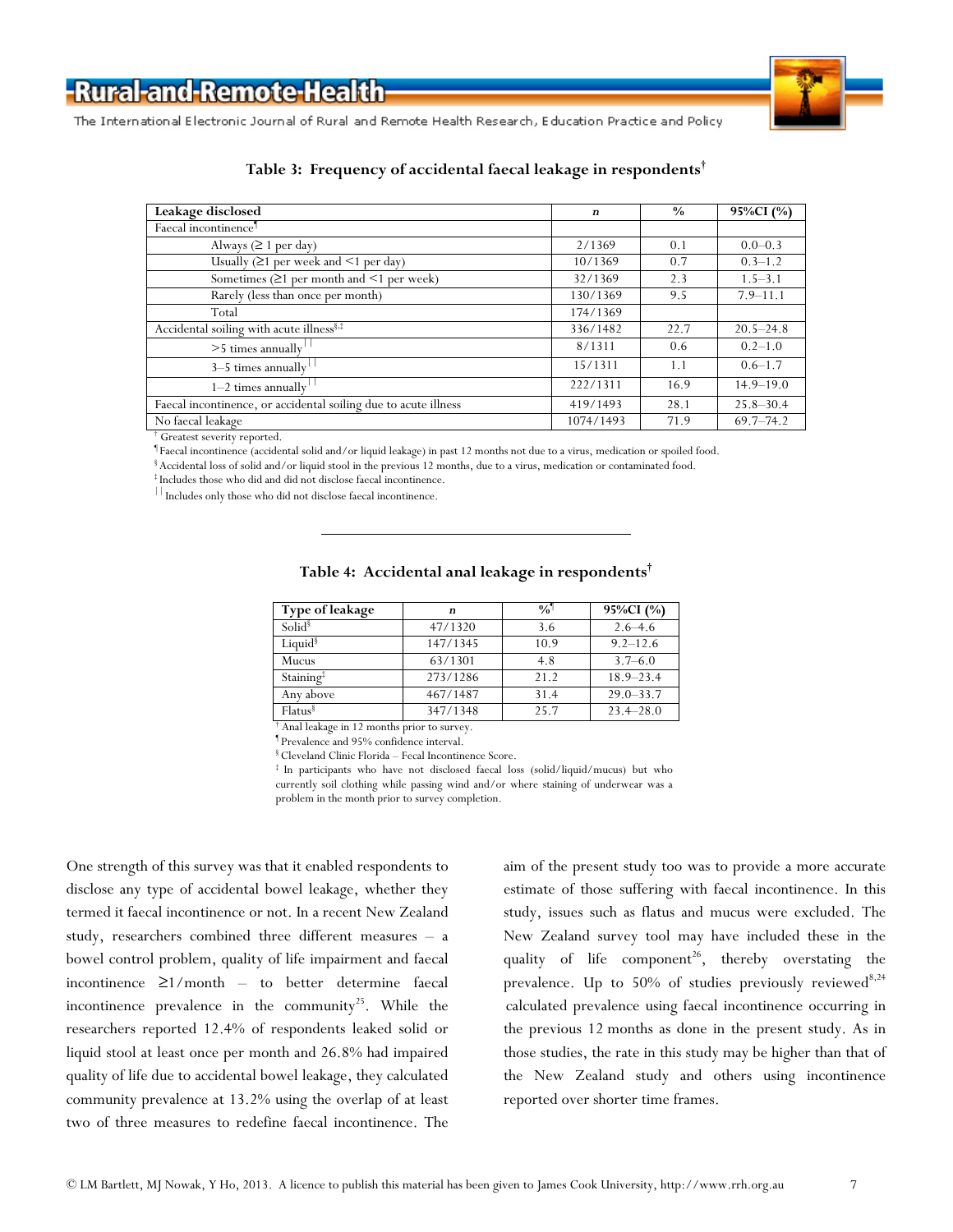**Table 3: Frequency of accidental faecal leakage in respondents†**

| Leakage disclosed | *n* | % | 95%CI (%) |
|---|---|---|---|
| Faecal incontinence¶ | | | |
| Always (≥ 1 per day) | 2/1369 | 0.1 | 0.0–0.3 |
| Usually (≥1 per week and <1 per day) | 10/1369 | 0.7 | 0.3–1.2 |
| Sometimes (≥1 per month and <1 per week) | 32/1369 | 2.3 | 1.5–3.1 |
| Rarely (less than once per month) | 130/1369 | 9.5 | 7.9–11.1 |
| Total | 174/1369 | | |
| Accidental soiling with acute illness§,‡ | 336/1482 | 22.7 | 20.5–24.8 |
| >5 times annually‖ | 8/1311 | 0.6 | 0.2–1.0 |
| 3–5 times annually‖ | 15/1311 | 1.1 | 0.6–1.7 |
| 1–2 times annually‖ | 222/1311 | 16.9 | 14.9–19.0 |
| Faecal incontinence, or accidental soiling due to acute illness | 419/1493 | 28.1 | 25.8–30.4 |
| No faecal leakage | 1074/1493 | 71.9 | 69.7–74.2 |

† Greatest severity reported.
¶ Faecal incontinence (accidental solid and/or liquid leakage) in past 12 months not due to a virus, medication or spoiled food.
§ Accidental loss of solid and/or liquid stool in the previous 12 months, due to a virus, medication or contaminated food.
‡ Includes those who did and did not disclose faecal incontinence.
‖ Includes only those who did not disclose faecal incontinence.

**Table 4: Accidental anal leakage in respondents†**

| Type of leakage | *n* | %¶ | 95%CI (%) |
|---|---|---|---|
| Solid§ | 47/1320 | 3.6 | 2.6–4.6 |
| Liquid§ | 147/1345 | 10.9 | 9.2–12.6 |
| Mucus | 63/1301 | 4.8 | 3.7–6.0 |
| Staining‡ | 273/1286 | 21.2 | 18.9–23.4 |
| Any above | 467/1487 | 31.4 | 29.0–33.7 |
| Flatus§ | 347/1348 | 25.7 | 23.4–28.0 |

† Anal leakage in 12 months prior to survey.
¶ Prevalence and 95% confidence interval.
§ Cleveland Clinic Florida – Fecal Incontinence Score.
‡ In participants who have not disclosed faecal loss (solid/liquid/mucus) but who currently soil clothing while passing wind and/or where staining of underwear was a problem in the month prior to survey completion.

One strength of this survey was that it enabled respondents to disclose any type of accidental bowel leakage, whether they termed it faecal incontinence or not. In a recent New Zealand study, researchers combined three different measures – a bowel control problem, quality of life impairment and faecal incontinence ≥1/month – to better determine faecal incontinence prevalence in the community[25]. While the researchers reported 12.4% of respondents leaked solid or liquid stool at least once per month and 26.8% had impaired quality of life due to accidental bowel leakage, they calculated community prevalence at 13.2% using the overlap of at least two of three measures to redefine faecal incontinence. The aim of the present study too was to provide a more accurate estimate of those suffering with faecal incontinence. In this study, issues such as flatus and mucus were excluded. The New Zealand survey tool may have included these in the quality of life component[26], thereby overstating the prevalence. Up to 50% of studies previously reviewed[8,24] calculated prevalence using faecal incontinence occurring in the previous 12 months as done in the present study. As in those studies, the rate in this study may be higher than that of the New Zealand study and others using incontinence reported over shorter time frames.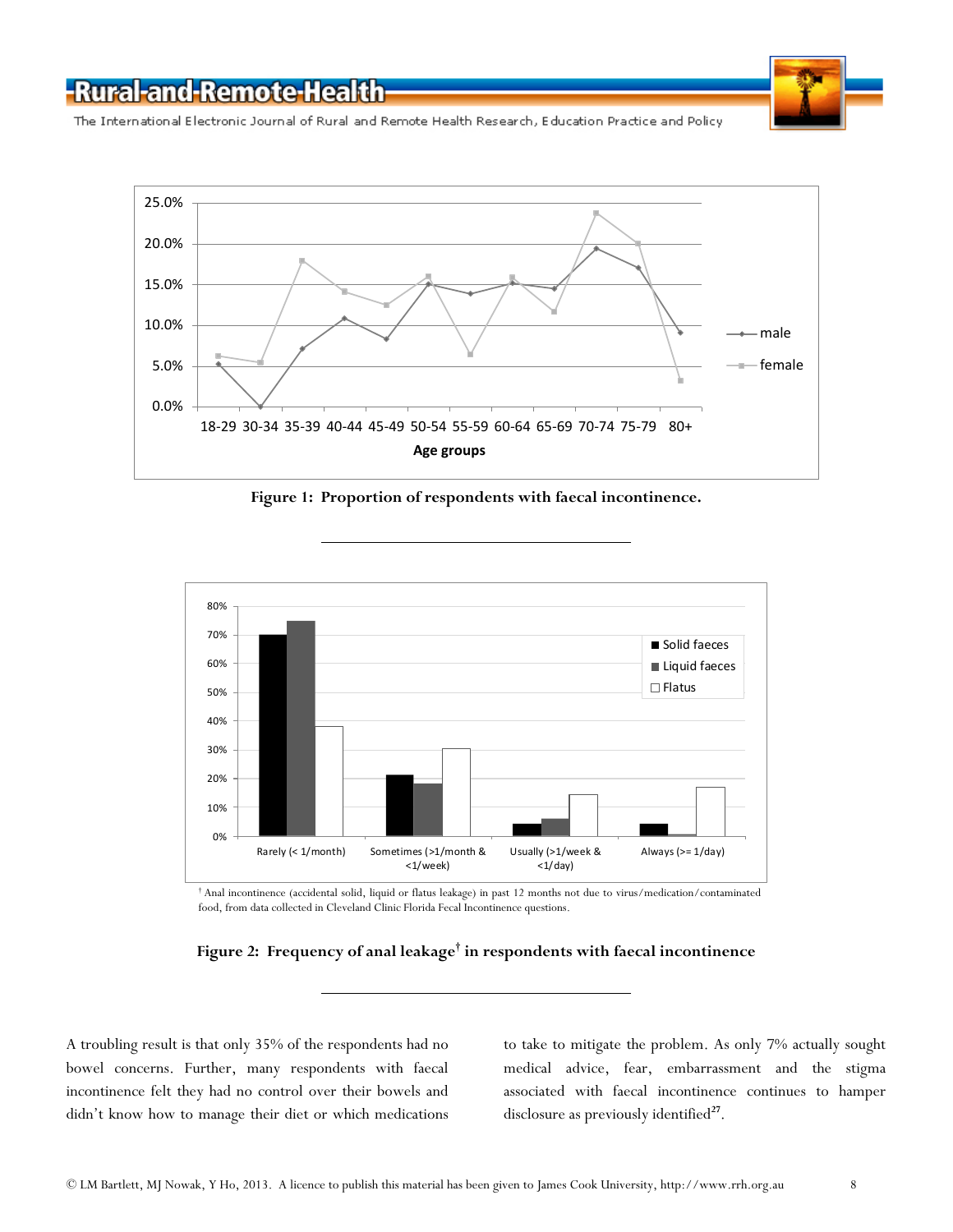**Figure 1: Proportion of respondents with faecal incontinence.**

† Anal incontinence (accidental solid, liquid or flatus leakage) in past 12 months not due to virus/medication/contaminated food, from data collected in Cleveland Clinic Florida Fecal Incontinence questions.

**Figure 2: Frequency of anal leakage† in respondents with faecal incontinence**

A troubling result is that only 35% of the respondents had no bowel concerns. Further, many respondents with faecal incontinence felt they had no control over their bowels and didn't know how to manage their diet or which medications to take to mitigate the problem. As only 7% actually sought medical advice, fear, embarrassment and the stigma associated with faecal incontinence continues to hamper disclosure as previously identified[27].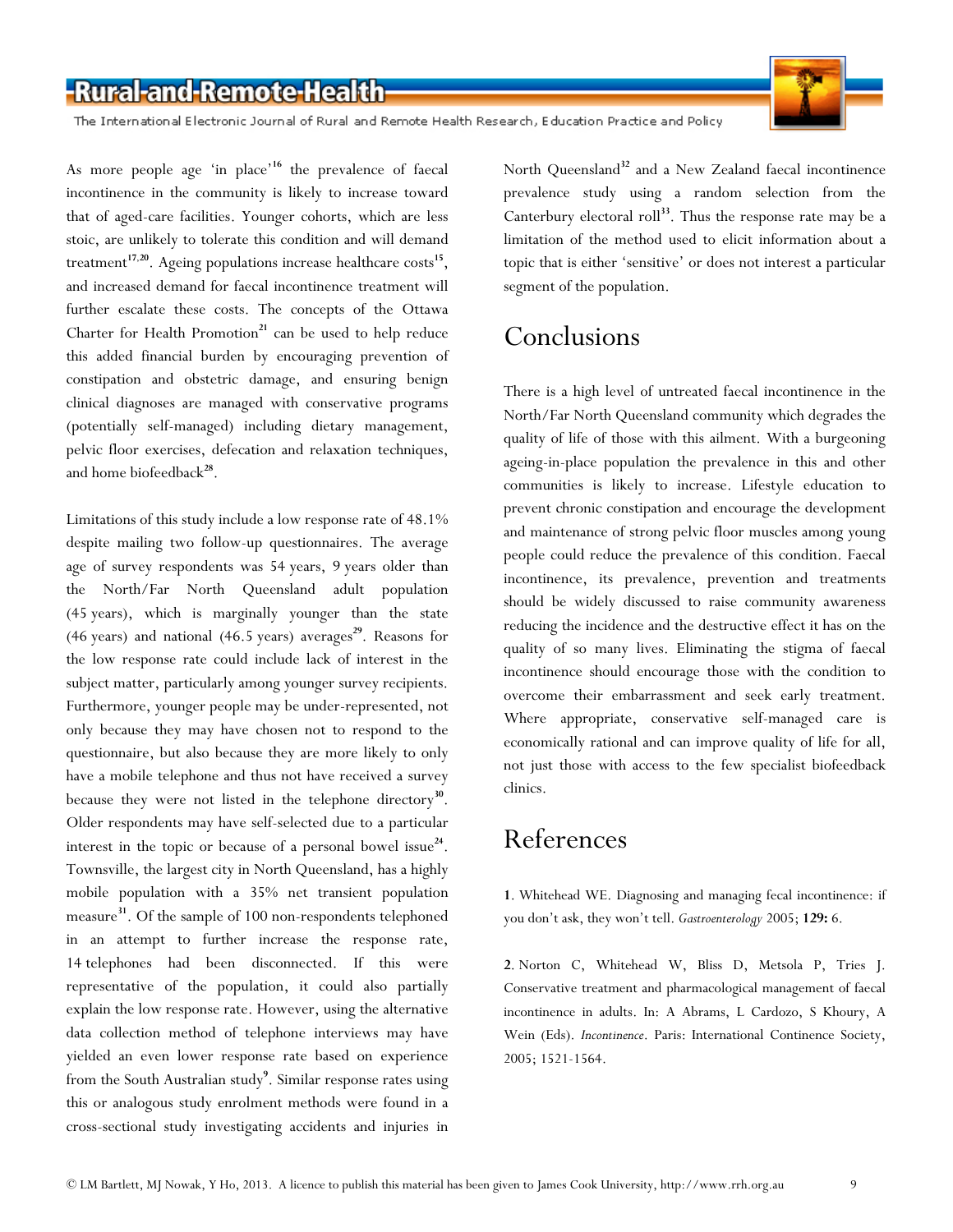As more people age 'in place'[16] the prevalence of faecal incontinence in the community is likely to increase toward that of aged-care facilities. Younger cohorts, which are less stoic, are unlikely to tolerate this condition and will demand treatment[17,20]. Ageing populations increase healthcare costs[15], and increased demand for faecal incontinence treatment will further escalate these costs. The concepts of the Ottawa Charter for Health Promotion[21] can be used to help reduce this added financial burden by encouraging prevention of constipation and obstetric damage, and ensuring benign clinical diagnoses are managed with conservative programs (potentially self-managed) including dietary management, pelvic floor exercises, defecation and relaxation techniques, and home biofeedback[28].

Limitations of this study include a low response rate of 48.1% despite mailing two follow-up questionnaires. The average age of survey respondents was 54 years, 9 years older than the North/Far North Queensland adult population (45 years), which is marginally younger than the state (46 years) and national (46.5 years) averages[29]. Reasons for the low response rate could include lack of interest in the subject matter, particularly among younger survey recipients. Furthermore, younger people may be under-represented, not only because they may have chosen not to respond to the questionnaire, but also because they are more likely to only have a mobile telephone and thus not have received a survey because they were not listed in the telephone directory[30]. Older respondents may have self-selected due to a particular interest in the topic or because of a personal bowel issue[24]. Townsville, the largest city in North Queensland, has a highly mobile population with a 35% net transient population measure[31]. Of the sample of 100 non-respondents telephoned in an attempt to further increase the response rate, 14 telephones had been disconnected. If this were representative of the population, it could also partially explain the low response rate. However, using the alternative data collection method of telephone interviews may have yielded an even lower response rate based on experience from the South Australian study[9]. Similar response rates using this or analogous study enrolment methods were found in a cross-sectional study investigating accidents and injuries in North Queensland[32] and a New Zealand faecal incontinence prevalence study using a random selection from the Canterbury electoral roll[33]. Thus the response rate may be a limitation of the method used to elicit information about a topic that is either 'sensitive' or does not interest a particular segment of the population.

## Conclusions

There is a high level of untreated faecal incontinence in the North/Far North Queensland community which degrades the quality of life of those with this ailment. With a burgeoning ageing-in-place population the prevalence in this and other communities is likely to increase. Lifestyle education to prevent chronic constipation and encourage the development and maintenance of strong pelvic floor muscles among young people could reduce the prevalence of this condition. Faecal incontinence, its prevalence, prevention and treatments should be widely discussed to raise community awareness reducing the incidence and the destructive effect it has on the quality of so many lives. Eliminating the stigma of faecal incontinence should encourage those with the condition to overcome their embarrassment and seek early treatment. Where appropriate, conservative self-managed care is economically rational and can improve quality of life for all, not just those with access to the few specialist biofeedback clinics.

## References

**1**. Whitehead WE. Diagnosing and managing fecal incontinence: if you don't ask, they won't tell. *Gastroenterology* 2005; **129:** 6.

**2**. Norton C, Whitehead W, Bliss D, Metsola P, Tries J. Conservative treatment and pharmacological management of faecal incontinence in adults. In: A Abrams, L Cardozo, S Khoury, A Wein (Eds). *Incontinence*. Paris: International Continence Society, 2005; 1521-1564.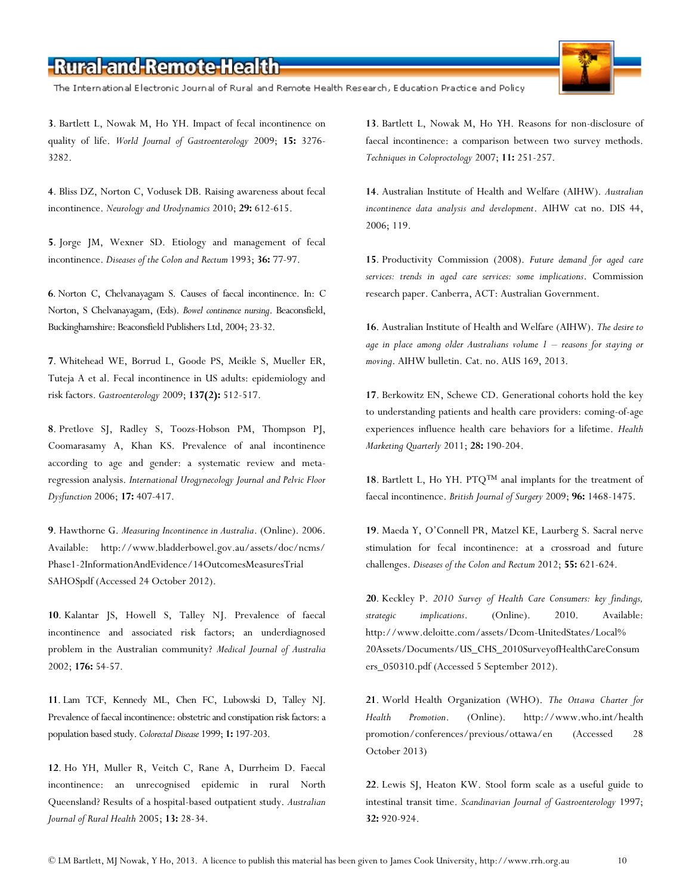**3**. Bartlett L, Nowak M, Ho YH. Impact of fecal incontinence on quality of life. *World Journal of Gastroenterology* 2009; **15:** 3276-3282.

**4**. Bliss DZ, Norton C, Vodusek DB. Raising awareness about fecal incontinence. *Neurology and Urodynamics* 2010; **29:** 612-615.

**5**. Jorge JM, Wexner SD. Etiology and management of fecal incontinence. *Diseases of the Colon and Rectum* 1993; **36:** 77-97.

**6**. Norton C, Chelvanayagam S. Causes of faecal incontinence. In: C Norton, S Chelvanayagam, (Eds). *Bowel continence nursing*. Beaconsfield, Buckinghamshire: Beaconsfield Publishers Ltd, 2004; 23-32.

**7**. Whitehead WE, Borrud L, Goode PS, Meikle S, Mueller ER, Tuteja A et al. Fecal incontinence in US adults: epidemiology and risk factors. *Gastroenterology* 2009; **137(2):** 512-517.

**8**. Pretlove SJ, Radley S, Toozs-Hobson PM, Thompson PJ, Coomarasamy A, Khan KS. Prevalence of anal incontinence according to age and gender: a systematic review and meta-regression analysis. *International Urogynecology Journal and Pelvic Floor Dysfunction* 2006; **17:** 407-417.

**9**. Hawthorne G. *Measuring Incontinence in Australia*. (Online). 2006. Available: http://www.bladderbowel.gov.au/assets/doc/ncms/Phase1-2InformationAndEvidence/14OutcomesMeasuresTrialSAHOSpdf (Accessed 24 October 2012).

**10**. Kalantar JS, Howell S, Talley NJ. Prevalence of faecal incontinence and associated risk factors; an underdiagnosed problem in the Australian community? *Medical Journal of Australia* 2002; **176:** 54-57.

**11**. Lam TCF, Kennedy ML, Chen FC, Lubowski D, Talley NJ. Prevalence of faecal incontinence: obstetric and constipation risk factors: a population based study. *Colorectal Disease* 1999; **1:** 197-203.

**12**. Ho YH, Muller R, Veitch C, Rane A, Durrheim D. Faecal incontinence: an unrecognised epidemic in rural North Queensland? Results of a hospital-based outpatient study. *Australian Journal of Rural Health* 2005; **13:** 28-34.

**13**. Bartlett L, Nowak M, Ho YH. Reasons for non-disclosure of faecal incontinence: a comparison between two survey methods. *Techniques in Coloproctology* 2007; **11:** 251-257.

**14**. Australian Institute of Health and Welfare (AIHW). *Australian incontinence data analysis and development*. AIHW cat no. DIS 44, 2006; 119.

**15**. Productivity Commission (2008). *Future demand for aged care services: trends in aged care services: some implications*. Commission research paper. Canberra, ACT: Australian Government.

**16**. Australian Institute of Health and Welfare (AIHW). *The desire to age in place among older Australians volume 1 – reasons for staying or moving*. AIHW bulletin. Cat. no. AUS 169, 2013.

**17**. Berkowitz EN, Schewe CD. Generational cohorts hold the key to understanding patients and health care providers: coming-of-age experiences influence health care behaviors for a lifetime. *Health Marketing Quarterly* 2011; **28:** 190-204.

**18**. Bartlett L, Ho YH. PTQ™ anal implants for the treatment of faecal incontinence. *British Journal of Surgery* 2009; **96:** 1468-1475.

**19**. Maeda Y, O'Connell PR, Matzel KE, Laurberg S. Sacral nerve stimulation for fecal incontinence: at a crossroad and future challenges. *Diseases of the Colon and Rectum* 2012; **55:** 621-624.

**20**. Keckley P. *2010 Survey of Health Care Consumers: key findings, strategic implications*. (Online). 2010. Available: http://www.deloitte.com/assets/Dcom-UnitedStates/Local%20Assets/Documents/US_CHS_2010SurveyofHealthCareConsumers_050310.pdf (Accessed 5 September 2012).

**21**. World Health Organization (WHO). *The Ottawa Charter for Health Promotion*. (Online). http://www.who.int/healthpromotion/conferences/previous/ottawa/en (Accessed 28 October 2013)

**22**. Lewis SJ, Heaton KW. Stool form scale as a useful guide to intestinal transit time. *Scandinavian Journal of Gastroenterology* 1997; **32:** 920-924.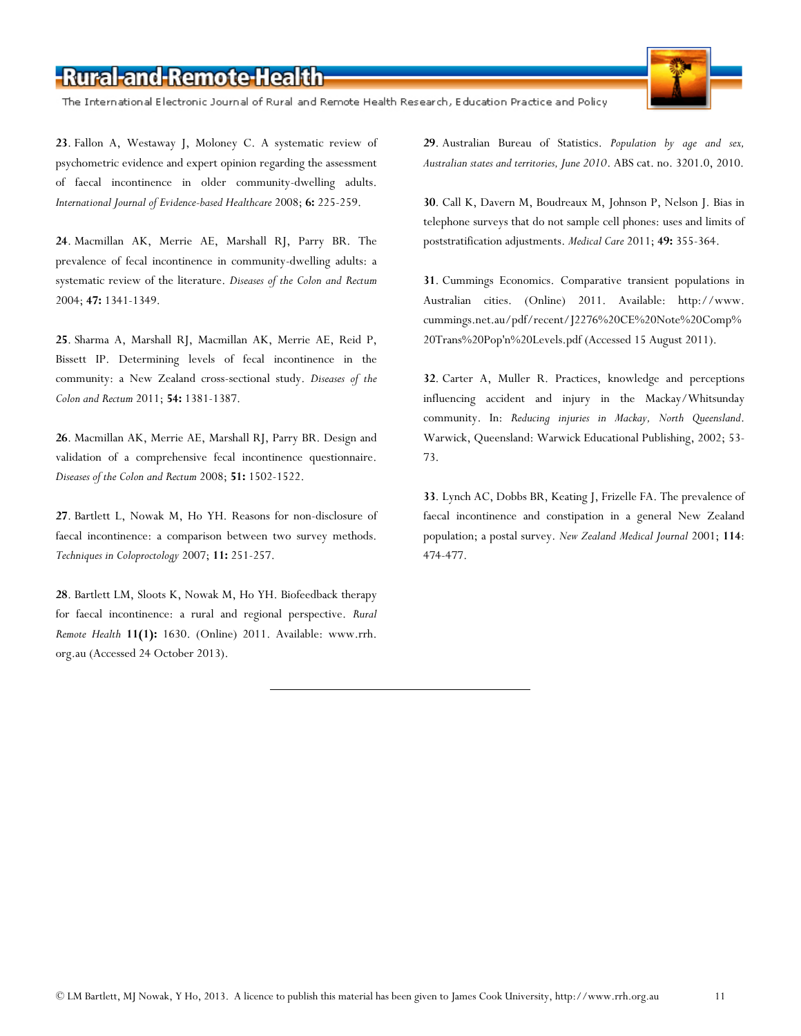**23**. Fallon A, Westaway J, Moloney C. A systematic review of psychometric evidence and expert opinion regarding the assessment of faecal incontinence in older community-dwelling adults. *International Journal of Evidence-based Healthcare* 2008; **6:** 225-259.

**24**. Macmillan AK, Merrie AE, Marshall RJ, Parry BR. The prevalence of fecal incontinence in community-dwelling adults: a systematic review of the literature. *Diseases of the Colon and Rectum* 2004; **47:** 1341-1349.

**25**. Sharma A, Marshall RJ, Macmillan AK, Merrie AE, Reid P, Bissett IP. Determining levels of fecal incontinence in the community: a New Zealand cross-sectional study. *Diseases of the Colon and Rectum* 2011; **54:** 1381-1387.

**26**. Macmillan AK, Merrie AE, Marshall RJ, Parry BR. Design and validation of a comprehensive fecal incontinence questionnaire. *Diseases of the Colon and Rectum* 2008; **51:** 1502-1522.

**27**. Bartlett L, Nowak M, Ho YH. Reasons for non-disclosure of faecal incontinence: a comparison between two survey methods. *Techniques in Coloproctology* 2007; **11:** 251-257.

**28**. Bartlett LM, Sloots K, Nowak M, Ho YH. Biofeedback therapy for faecal incontinence: a rural and regional perspective. *Rural Remote Health* **11(1):** 1630. (Online) 2011. Available: www.rrh.org.au (Accessed 24 October 2013).

**29**. Australian Bureau of Statistics. *Population by age and sex, Australian states and territories, June 2010*. ABS cat. no. 3201.0, 2010.

**30**. Call K, Davern M, Boudreaux M, Johnson P, Nelson J. Bias in telephone surveys that do not sample cell phones: uses and limits of poststratification adjustments. *Medical Care* 2011; **49:** 355-364.

**31**. Cummings Economics. Comparative transient populations in Australian cities. (Online) 2011. Available: http://www.cummings.net.au/pdf/recent/J2276%20CE%20Note%20Comp%20Trans%20Pop'n%20Levels.pdf (Accessed 15 August 2011).

**32**. Carter A, Muller R. Practices, knowledge and perceptions influencing accident and injury in the Mackay/Whitsunday community. In: *Reducing injuries in Mackay, North Queensland*. Warwick, Queensland: Warwick Educational Publishing, 2002; 53-73.

**33**. Lynch AC, Dobbs BR, Keating J, Frizelle FA. The prevalence of faecal incontinence and constipation in a general New Zealand population; a postal survey. *New Zealand Medical Journal* 2001; **114**: 474-477.

---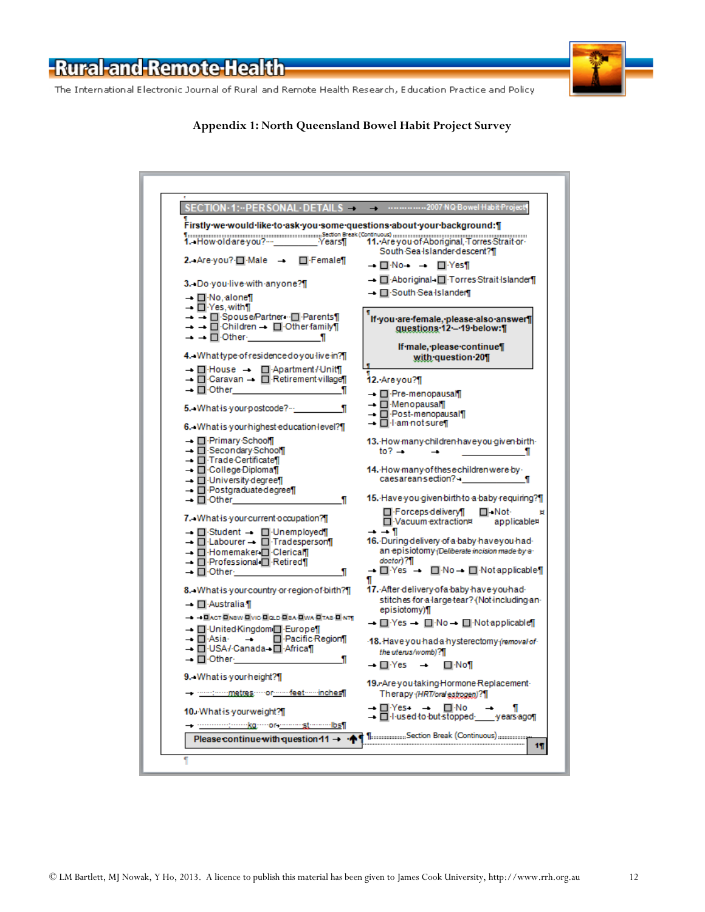## Appendix 1: North Queensland Bowel Habit Project Survey

**SECTION 1: PERSONAL DETAILS** — 2007 NQ Bowel Habit Project

**Firstly we would like to ask you some questions about your background:**

1. How old are you? ________ Years

2. Are you? ☐ Male ☐ Female

3. Do you live with anyone?
   - ☐ No, alone
   - ☐ Yes, with
     - ☐ Spouse/Partner ☐ Parents
     - ☐ Children ☐ Other family
     - ☐ Other ________

4. What type of residence do you live in?
   - ☐ House ☐ Apartment/Unit
   - ☐ Caravan ☐ Retirement village
   - ☐ Other ________

5. What is your postcode? ________

6. What is your highest education level?
   - ☐ Primary School
   - ☐ Secondary School
   - ☐ Trade Certificate
   - ☐ College Diploma
   - ☐ University degree
   - ☐ Postgraduate degree
   - ☐ Other ________

7. What is your current occupation?
   - ☐ Student ☐ Unemployed
   - ☐ Labourer ☐ Tradesperson
   - ☐ Homemaker ☐ Clerical
   - ☐ Professional ☐ Retired
   - ☐ Other ________

8. What is your country or region of birth?
   - ☐ Australia
     - ☐ ACT ☐ NSW ☐ VIC ☐ QLD ☐ SA ☐ WA ☐ TAS ☐ NT
   - ☐ United Kingdom ☐ Europe
   - ☐ Asia ☐ Pacific Region
   - ☐ USA/Canada ☐ Africa
   - ☐ Other ________

9. What is your height?
   ______ metres or ______ feet ______ inches

10. What is your weight?
   ______ kg or ______ st ______ lbs

**Please continue with question 11**

11. Are you of Aboriginal, Torres Strait or South Sea Islander descent?
   - ☐ No ☐ Yes
   - ☐ Aboriginal ☐ Torres Strait Islander
   - ☐ South Sea Islander

**If you are female, please also answer questions 12 – 19 below:**

**If male, please continue with question 20**

12. Are you?
   - ☐ Pre-menopausal
   - ☐ Menopausal
   - ☐ Post-menopausal
   - ☐ I am not sure

13. How many children have you given birth to? ________

14. How many of these children were by caesarean section? ________

15. Have you given birth to a baby requiring?
   - ☐ Forceps delivery ☐ Not applicable
   - ☐ Vacuum extraction

16. During delivery of a baby have you had an episiotomy *(Deliberate incision made by a doctor)*?
   - ☐ Yes ☐ No ☐ Not applicable

17. After delivery of a baby have you had stitches for a large tear? (Not including an episiotomy)
   - ☐ Yes ☐ No ☐ Not applicable

18. Have you had a hysterectomy *(removal of the uterus/womb)*?
   - ☐ Yes ☐ No

19. Are you taking Hormone Replacement Therapy *(HRT/oral estrogen)*?
   - ☐ Yes ☐ No
   - ☐ I used to but stopped ____ years ago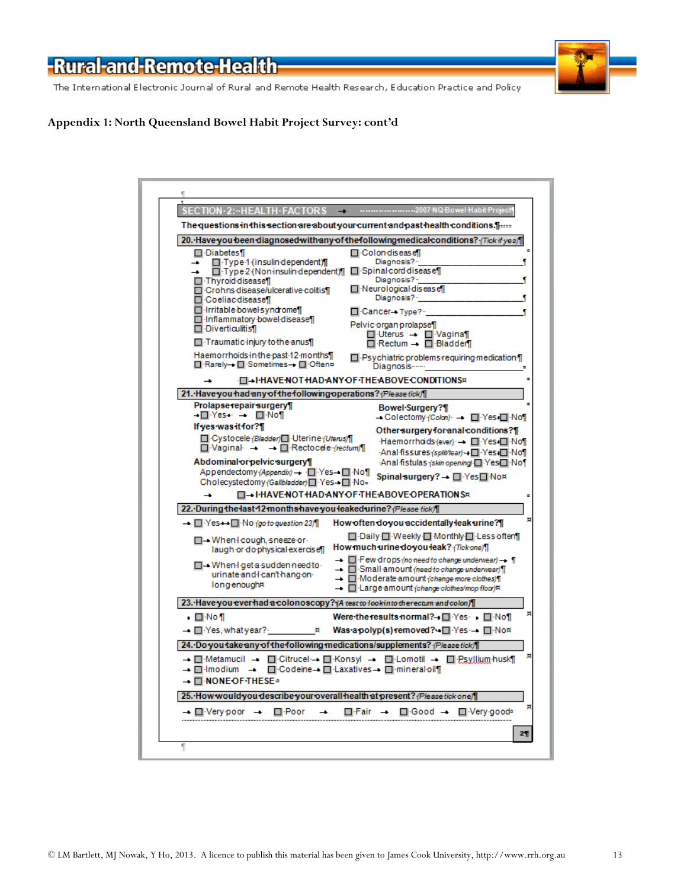## Appendix 1: North Queensland Bowel Habit Project Survey: cont'd

**SECTION 2: HEALTH FACTORS** — 2007 NQ Bowel Habit Project

The questions in this section are about your current and past health conditions.

**20. Have you been diagnosed with any of the following medical conditions?** *(Tick if yes)*

- ☐ Diabetes
  - ☐ Type 1 (insulin dependent)
  - ☐ Type 2 (Non insulin dependent)
- ☐ Thyroid disease
- ☐ Crohns disease/ulcerative colitis
- ☐ Coeliac disease
- ☐ Irritable bowel syndrome
- ☐ Inflammatory bowel disease
- ☐ Diverticulitis
- ☐ Traumatic injury to the anus
- Haemorrhoids in the past 12 months: ☐ Rarely ☐ Sometimes ☐ Often
- ☐ Colon disease — Diagnosis? ____________
- ☐ Spinal cord disease — Diagnosis? ____________
- ☐ Neurological disease — Diagnosis? ____________
- ☐ Cancer — Type? ____________
- Pelvic organ prolapse: ☐ Uterus ☐ Vagina ☐ Rectum ☐ Bladder
- ☐ Psychiatric problems requiring medication — Diagnosis ____________
- ☐ I HAVE NOT HAD ANY OF THE ABOVE CONDITIONS

**21. Have you had any of the following operations?** *(Please tick)*

**Prolapse repair surgery** ☐ Yes ☐ No

**If yes was it for?**
- ☐ Cystocele *(Bladder)* ☐ Uterine *(Uterus)*
- ☐ Vaginal ☐ Rectocele *(rectum)*

**Abdominal or pelvic surgery**
- Appendectomy *(Appendix)* ☐ Yes ☐ No
- Cholecystectomy *(Gallbladder)* ☐ Yes ☐ No

**Bowel Surgery?**
- Colectomy *(Colon)* ☐ Yes ☐ No

**Other surgery for anal conditions?**
- Haemorrhoids *(ever)* ☐ Yes ☐ No
- Anal fissures *(split/tear)* ☐ Yes ☐ No
- Anal fistulas *(skin opening)* ☐ Yes ☐ No

**Spinal surgery?** ☐ Yes ☐ No

☐ I HAVE NOT HAD ANY OF THE ABOVE OPERATIONS

**22. During the last 12 months have you leaked urine?** *(Please tick)*

☐ Yes ☐ No *(go to question 23)*

- ☐ When I cough, sneeze or laugh or do physical exercise
- ☐ When I get a sudden need to urinate and I can't hang on long enough

**How often do you accidentally leak urine?**
☐ Daily ☐ Weekly ☐ Monthly ☐ Less often

**How much urine do you leak?** *(Tick one)*
- ☐ Few drops *(no need to change underwear)*
- ☐ Small amount *(need to change underwear)*
- ☐ Moderate amount *(change more clothes)*
- ☐ Large amount *(change clothes/mop floor)*

**23. Have you ever had a colonoscopy?** *(A test to look into the rectum and colon)*

- ☐ No
- ☐ Yes, what year? ____________

**Were the results normal?** ☐ Yes ☐ No
**Was a polyp(s) removed?** ☐ Yes ☐ No

**24. Do you take any of the following medications/supplements?** *(Please tick)*

☐ Metamucil ☐ Citrucel ☐ Konsyl ☐ Lomotil ☐ Psyllium husk
☐ Imodium ☐ Codeine ☐ Laxatives ☐ mineral oil
☐ NONE OF THESE

**25. How would you describe your overall health at present?** *(Please tick one)*

☐ Very poor ☐ Poor ☐ Fair ☐ Good ☐ Very good

2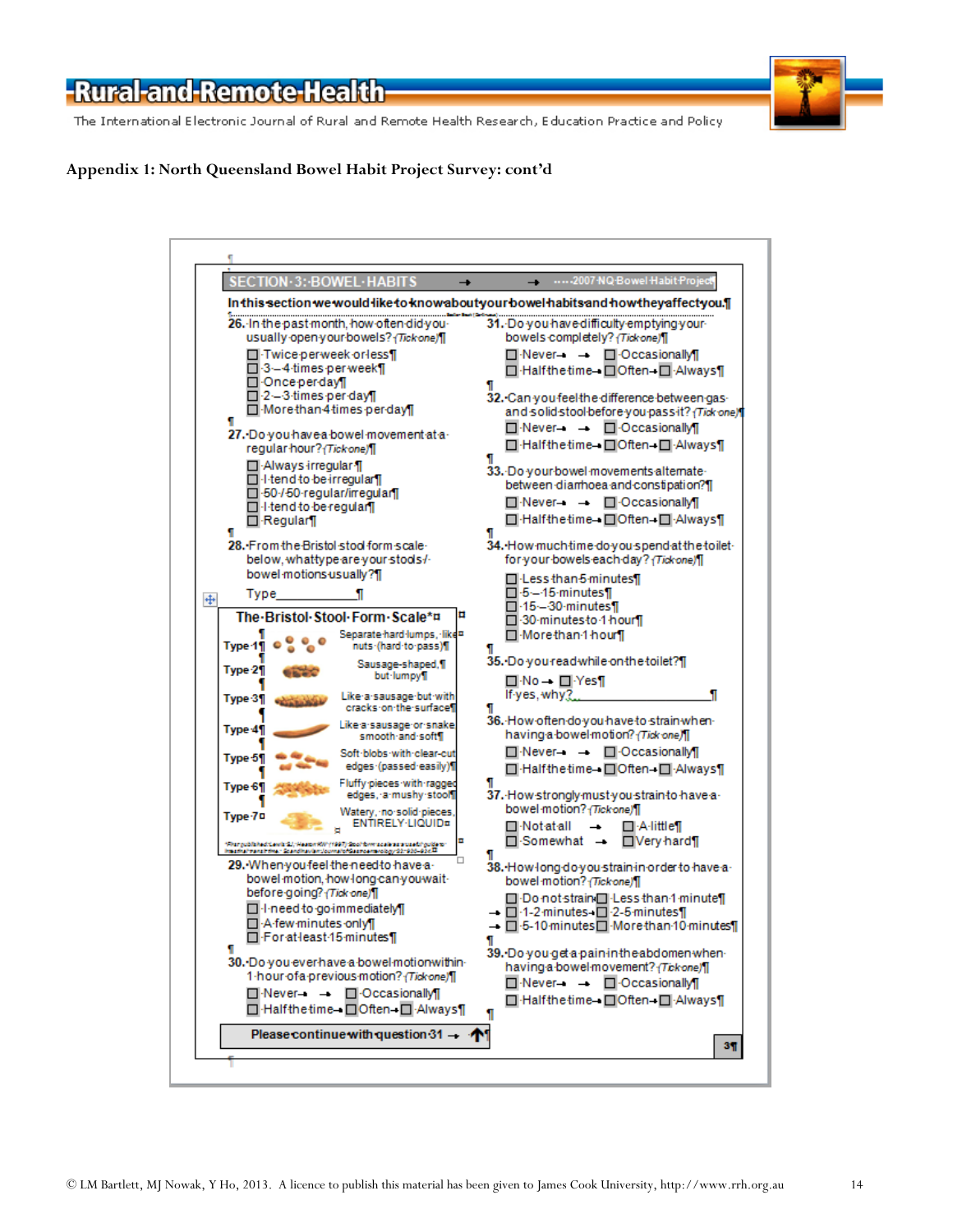## Appendix 1: North Queensland Bowel Habit Project Survey: cont'd

**SECTION 3: BOWEL HABITS** — 2007 NQ Bowel Habit Project

**In this section we would like to know about your bowel habits and how they affect you.**

**26.** In the past month, how often did you usually open your bowels? *(Tick one)*

- ☐ Twice per week or less
- ☐ 3 – 4 times per week
- ☐ Once per day
- ☐ 2 – 3 times per day
- ☐ More than 4 times per day

**27.** Do you have a bowel movement at a regular hour? *(Tick one)*

- ☐ Always irregular
- ☐ I tend to be irregular
- ☐ 50 / 50 regular/irregular
- ☐ I tend to be regular
- ☐ Regular

**28.** From the Bristol stool form scale below, what type are your stools / bowel motions usually?

Type ____________

**The Bristol Stool Form Scale***

| Type | Description |
|---|---|
| Type 1 | Separate hard lumps, like nuts (hard to pass) |
| Type 2 | Sausage-shaped, but lumpy |
| Type 3 | Like a sausage but with cracks on the surface |
| Type 4 | Like a sausage or snake, smooth and soft |
| Type 5 | Soft blobs with clear-cut edges (passed easily) |
| Type 6 | Fluffy pieces with ragged edges, a mushy stool |
| Type 7 | Watery, no solid pieces, ENTIRELY LIQUID |

*First published Lewis SJ, Heaton KW (1997) Stool form scale as a useful guide to intestinal transit time. Scandinavian Journal of Gastroenterology 32: 920–924

**29.** When you feel the need to have a bowel motion, how long can you wait before going? *(Tick one)*

- ☐ I need to go immediately
- ☐ A few minutes only
- ☐ For at least 15 minutes

**30.** Do you ever have a bowel motion within 1 hour of a previous motion? *(Tick one)*

- ☐ Never ☐ Occasionally
- ☐ Half the time ☐ Often ☐ Always

**Please continue with question 31**

**31.** Do you have difficulty emptying your bowels completely? *(Tick one)*

- ☐ Never ☐ Occasionally
- ☐ Half the time ☐ Often ☐ Always

**32.** Can you feel the difference between gas and solid stool before you pass it? *(Tick one)*

- ☐ Never ☐ Occasionally
- ☐ Half the time ☐ Often ☐ Always

**33.** Do your bowel movements alternate between diarrhoea and constipation?

- ☐ Never ☐ Occasionally
- ☐ Half the time ☐ Often ☐ Always

**34.** How much time do you spend at the toilet for your bowels each day? *(Tick one)*

- ☐ Less than 5 minutes
- ☐ 5 – 15 minutes
- ☐ 15 – 30 minutes
- ☐ 30 minutes to 1 hour
- ☐ More than 1 hour

**35.** Do you read while on the toilet?

- ☐ No ☐ Yes

If yes, why? ____________

**36.** How often do you have to strain when having a bowel motion? *(Tick one)*

- ☐ Never ☐ Occasionally
- ☐ Half the time ☐ Often ☐ Always

**37.** How strongly must you strain to have a bowel motion? *(Tick one)*

- ☐ Not at all ☐ A little
- ☐ Somewhat ☐ Very hard

**38.** How long do you strain in order to have a bowel motion? *(Tick one)*

- ☐ Do not strain ☐ Less than 1 minute
- ☐ 1-2 minutes ☐ 2-5 minutes
- ☐ 5-10 minutes ☐ More than 10 minutes

**39.** Do you get a pain in the abdomen when having a bowel movement? *(Tick one)*

- ☐ Never ☐ Occasionally
- ☐ Half the time ☐ Often ☐ Always

3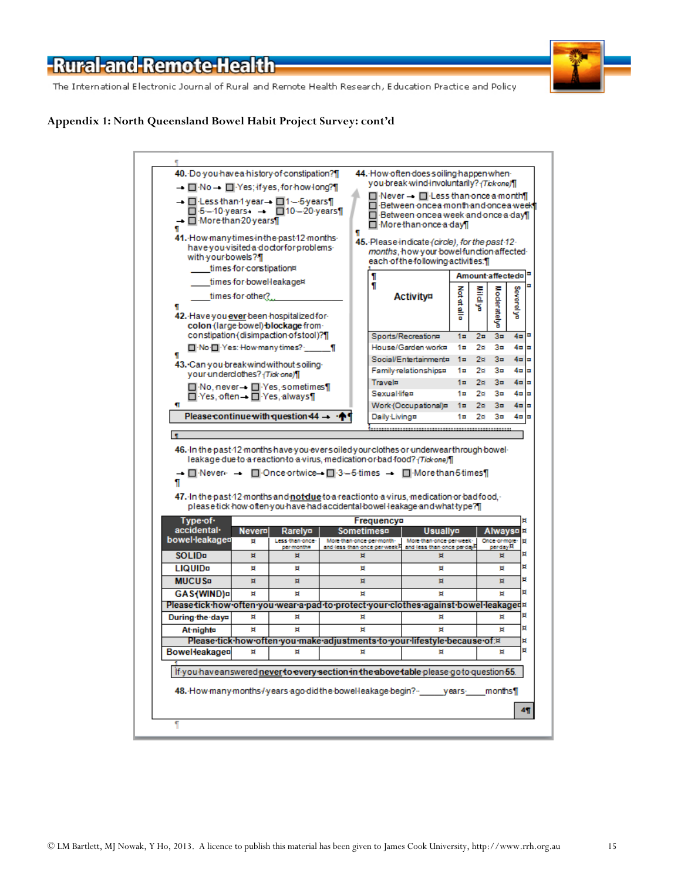**Appendix 1: North Queensland Bowel Habit Project Survey: cont'd**

**40.** Do you have a history of constipation?

→ ☐ No → ☐ Yes; if yes, for how long?

→ ☐ Less than 1 year → ☐ 1 – 5 years
☐ 5 – 10 years → ☐ 10 – 20 years
→ ☐ More than 20 years

**41.** How many times in the past 12 months have you visited a doctor for problems with your bowels?

_____ times for constipation

_____ times for bowel leakage

_____ times for other? ____________

**42.** Have you **ever** been hospitalized for **colon** (large bowel) **blockage** from constipation (disimpaction of stool)?

☐ No ☐ Yes: How many times? ______

**43.** Can you break wind without soiling your underclothes? *(Tick one)*

☐ No, never → ☐ Yes, sometimes
☐ Yes, often → ☐ Yes, always

**Please continue with question 44 →**

**44.** How often does soiling happen when you break wind involuntarily? *(Tick one)*

☐ Never → ☐ Less than once a month
☐ Between once a month and once a week
☐ Between once a week and once a day
☐ More than once a day

**45.** Please indicate *(circle), for the past 12 months*, how your bowel function affected each of the following activities:

| Activity | Not at all | Mildly | Moderately | Severely |
|---|---|---|---|---|
| | **Amount affected** | | | |
| Sports/Recreation | 1 | 2 | 3 | 4 |
| House/Garden work | 1 | 2 | 3 | 4 |
| Social/Entertainment | 1 | 2 | 3 | 4 |
| Family relationships | 1 | 2 | 3 | 4 |
| Travel | 1 | 2 | 3 | 4 |
| Sexual life | 1 | 2 | 3 | 4 |
| Work (Occupational) | 1 | 2 | 3 | 4 |
| Daily Living | 1 | 2 | 3 | 4 |

**46.** In the past 12 months have you ever soiled your clothes or underwear through bowel leakage due to a reaction to a virus, medication or bad food? *(Tick one)*

→ ☐ Never → ☐ Once or twice → ☐ 3 – 5 times → ☐ More than 5 times

**47.** In the past 12 months and **not due** to a reaction to a virus, medication or bad food, please tick how often you have had accidental bowel leakage and what type?

| Type of accidental bowel leakage | Frequency: Never | Rarely (Less than once per month) | Sometimes (More than once per month and less than once per week) | Usually (More than once per week and less than once per day) | Always (Once or more per day) |
|---|---|---|---|---|---|
| **SOLID** | | | | | |
| **LIQUID** | | | | | |
| **MUCUS** | | | | | |
| **GAS (WIND)** | | | | | |
| **Please tick how often you wear a pad to protect your clothes against bowel leakage** | | | | | |
| During the day | | | | | |
| At night | | | | | |
| **Please tick how often you make adjustments to your lifestyle because of:** | | | | | |
| Bowel leakage | | | | | |

If you have answered **never to every section in the above table** please go to question 55.

**48.** How many months / years ago did the bowel leakage begin? - ______ years ____ months

4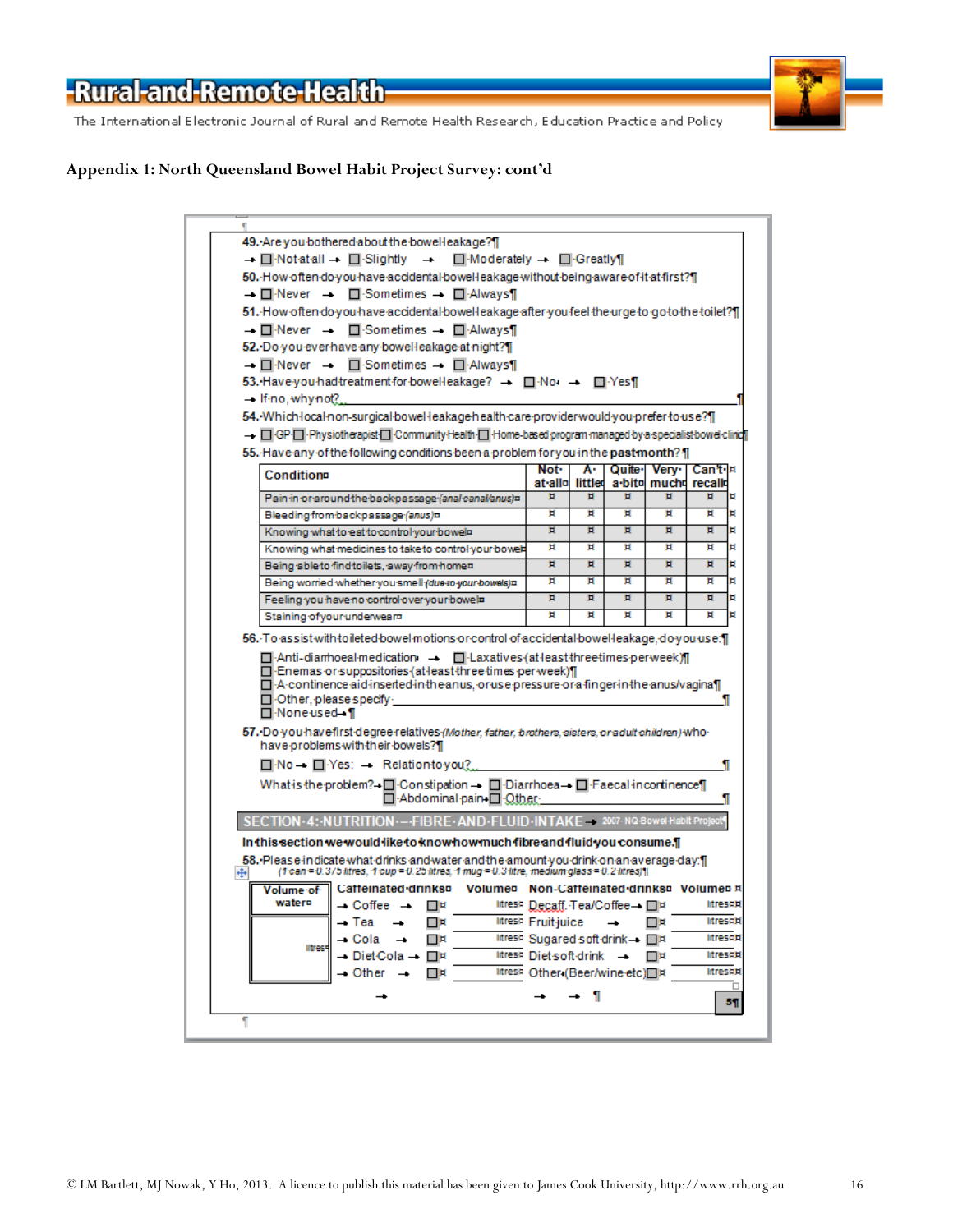## Appendix 1: North Queensland Bowel Habit Project Survey: cont'd

**49.** Are you bothered about the bowel leakage?
☐ Not at all ☐ Slightly ☐ Moderately ☐ Greatly

**50.** How often do you have accidental bowel leakage without being aware of it at first?
☐ Never ☐ Sometimes ☐ Always

**51.** How often do you have accidental bowel leakage after you feel the urge to go to the toilet?
☐ Never ☐ Sometimes ☐ Always

**52.** Do you ever have any bowel leakage at night?
☐ Never ☐ Sometimes ☐ Always

**53.** Have you had treatment for bowel leakage? ☐ No ☐ Yes
If no, why not? ____

**54.** Which local non-surgical bowel leakage health care provider would you prefer to use?
☐ GP ☐ Physiotherapist ☐ Community Health ☐ Home-based program managed by a specialist bowel clinic

**55.** Have any of the following conditions been a problem for you in the **past month**?

| Condition | Not at all | A little | Quite a bit | Very much | Can't recall |
|---|---|---|---|---|---|
| Pain in or around the back passage *(anal canal/anus)* | | | | | |
| Bleeding from back passage *(anus)* | | | | | |
| Knowing what to eat to control your bowel | | | | | |
| Knowing what medicines to take to control your bowel | | | | | |
| Being able to find toilets, away from home | | | | | |
| Being worried whether you smell *(due to your bowels)* | | | | | |
| Feeling you have no control over your bowel | | | | | |
| Staining of your underwear | | | | | |

**56.** To assist with toileted bowel motions or control of accidental bowel leakage, do you use:
☐ Anti-diarrhoeal medication ☐ Laxatives (at least three times per week)
☐ Enemas or suppositories (at least three times per week)
☐ A continence aid inserted in the anus, or use pressure or a finger in the anus/vagina
☐ Other, please specify ____
☐ None used

**57.** Do you have first degree relatives *(Mother, father, brothers, sisters, or adult children)* who have problems with their bowels?
☐ No ☐ Yes: Relation to you? ____
What is the problem? ☐ Constipation ☐ Diarrhoea ☐ Faecal incontinence
☐ Abdominal pain ☐ Other: ____

### SECTION 4: NUTRITION – FIBRE AND FLUID INTAKE

2007 NQ Bowel Habit Project

**In this section we would like to know how much fibre and fluid you consume.**

**58.** Please indicate what drinks and water and the amount you drink on an average day:
*(1 can = 0.375 litres, 1 cup = 0.25 litres, 1 mug = 0.3 litre, medium glass = 0.2 litres)*

| Volume of water | Caffeinated drinks | | Volume | Non-Caffeinated drinks | | Volume |
|---|---|---|---|---|---|---|
| litres | Coffee | ☐ | litres | Decaff. Tea/Coffee | ☐ | litres |
| | Tea | ☐ | litres | Fruit juice | ☐ | litres |
| | Cola | ☐ | litres | Sugared soft drink | ☐ | litres |
| | Diet Cola | ☐ | litres | Diet soft drink | ☐ | litres |
| | Other | ☐ | litres | Other (Beer/wine etc) | ☐ | litres |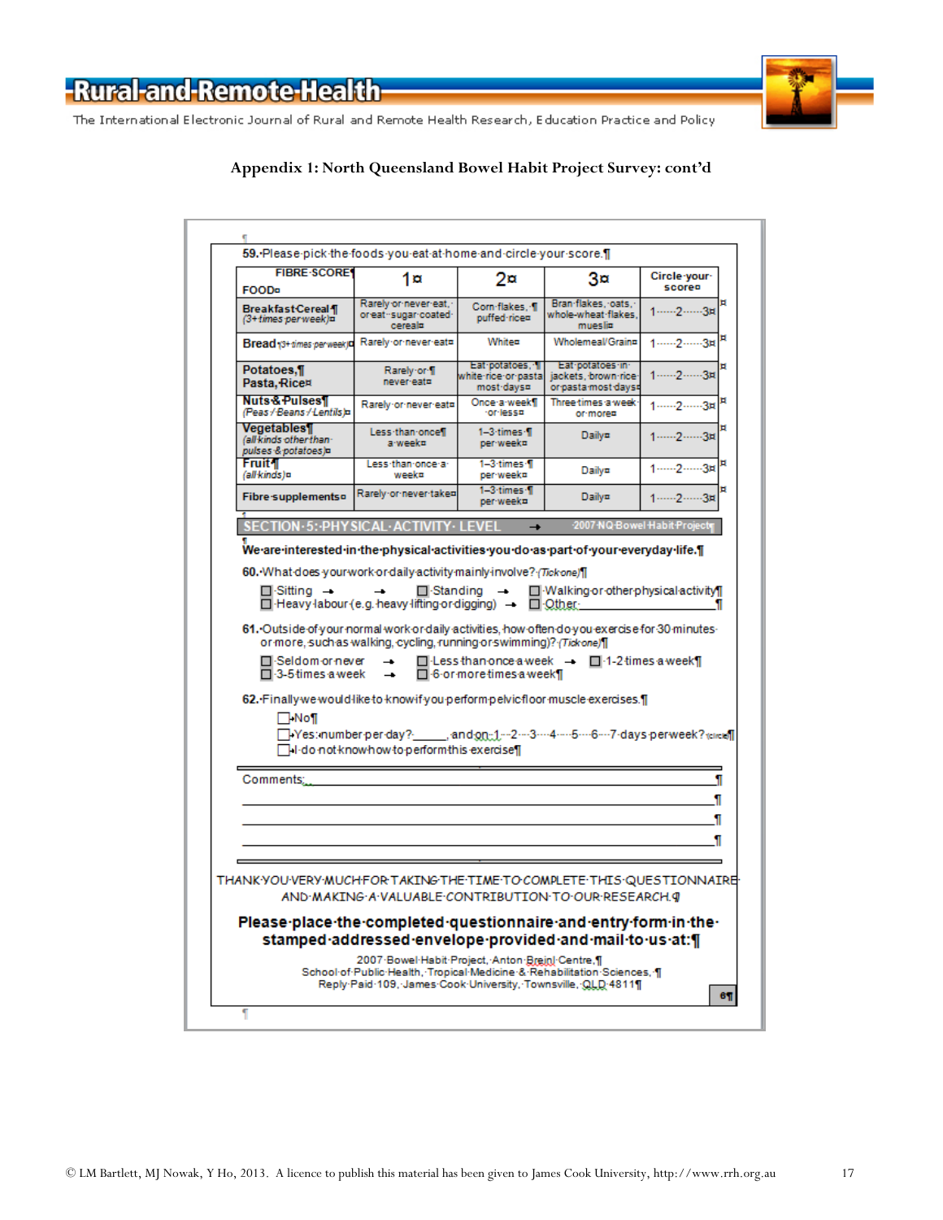**Appendix 1: North Queensland Bowel Habit Project Survey: cont'd**

59. Please pick the foods you eat at home and circle your score.

| FIBRE SCORE / FOOD | 1 | 2 | 3 | Circle your score |
|---|---|---|---|---|
| Breakfast Cereal (3+ times per week) | Rarely or never eat, or eat sugar coated cereal | Corn flakes, puffed rice | Bran flakes, oats, whole-wheat flakes, muesli | 1......2......3 |
| Bread (3+ times per week) | Rarely or never eat | White | Wholemeal/Grain | 1......2......3 |
| Potatoes, Pasta, Rice | Rarely or never eat | Eat potatoes, white rice or pasta most days | Eat potatoes in jackets, brown rice or pasta most days | 1......2......3 |
| Nuts & Pulses (Peas / Beans / Lentils) | Rarely or never eat | Once a week or less | Three times a week or more | 1......2......3 |
| Vegetables (all kinds other than pulses & potatoes) | Less than once a week | 1–3 times per week | Daily | 1......2......3 |
| Fruit (all kinds) | Less than once a week | 1–3 times per week | Daily | 1......2......3 |
| Fibre supplements | Rarely or never take | 1–3 times per week | Daily | 1......2......3 |

**SECTION 5: PHYSICAL ACTIVITY LEVEL** — 2007 NQ Bowel Habit Project

**We are interested in the physical activities you do as part of your everyday life.**

60. What does your work or daily activity mainly involve? *(Tick one)*

- ☐ Sitting
- ☐ Standing
- ☐ Walking or other physical activity
- ☐ Heavy labour (e.g. heavy lifting or digging)
- ☐ Other ______________________

61. Outside of your normal work or daily activities, how often do you exercise for 30 minutes or more, such as walking, cycling, running or swimming)? *(Tick one)*

- ☐ Seldom or never
- ☐ Less than once a week
- ☐ 1-2 times a week
- ☐ 3-5 times a week
- ☐ 6 or more times a week

62. Finally we would like to know if you perform pelvic floor muscle exercises.

- ☐ No
- ☐ Yes: number per day? _____ and on 1 -- 2 -- 3 -- 4 -- 5 -- 6 -- 7 days per week? *(circle)*
- ☐ I do not know how to perform this exercise

Comments: ______________________________________________

______________________________________________

______________________________________________

______________________________________________

THANK YOU VERY MUCH FOR TAKING THE TIME TO COMPLETE THIS QUESTIONNAIRE AND MAKING A VALUABLE CONTRIBUTION TO OUR RESEARCH.

**Please place the completed questionnaire and entry form in the stamped addressed envelope provided and mail to us at:**

2007 Bowel Habit Project, Anton Breinl Centre,
School of Public Health, Tropical Medicine & Rehabilitation Sciences,
Reply Paid 109, James Cook University, Townsville, QLD 4811

6

© LM Bartlett, MJ Nowak, Y Ho, 2013. A licence to publish this material has been given to James Cook University, http://www.rrh.org.au